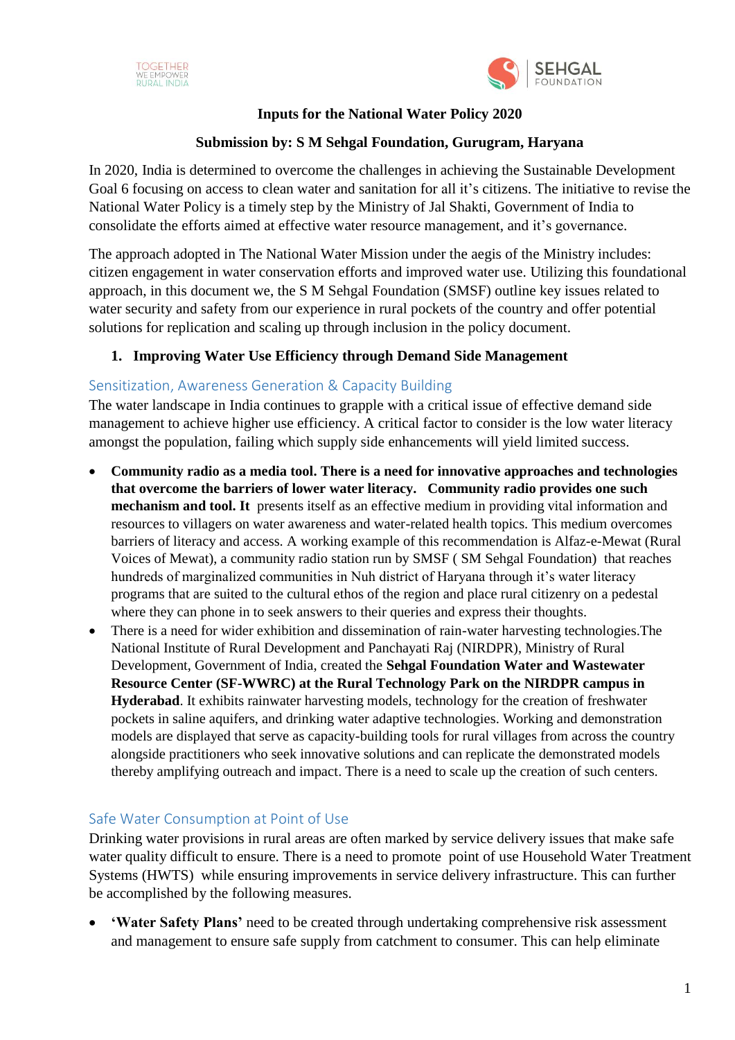**Inputs for the National Water Policy 2020**

**Submission by: S M Sehgal Foundation, Gurugram, Haryana**

In 2020, India is determined to overcome the challenges in achieving the Sustainable Development Goal 6 focusing on access to clean water and sanitation for all it's citizens. The initiative to revise the National Water Policy is a timely step by the Ministry of Jal Shakti, Government of India to consolidate the efforts aimed at effective water resource management, and it's governance.

The approach adopted in The National Water Mission under the aegis of the Ministry includes: citizen engagement in water conservation efforts and improved water use. Utilizing this foundational approach, in this document we, the S M Sehgal Foundation (SMSF) outline key issues related to water security and safety from our experience in rural pockets of the country and offer potential solutions for replication and scaling up through inclusion in the policy document.

## 1. Improving Water Use Efficiency through Demand Side Management

### Sensitization, Awareness Generation & Capacity Building

The water landscape in India continues to grapple with a critical issue of effective demand side management to achieve higher use efficiency. A critical factor to consider is the low water literacy amongst the population, failing which supply side enhancements will yield limited success.

- **Community radio as a media tool. There is a need for innovative approaches and technologies that overcome the barriers of lower water literacy. Community radio provides one such mechanism and tool. It** presents itself as an effective medium in providing vital information and resources to villagers on water awareness and water-related health topics. This medium overcomes barriers of literacy and access. A working example of this recommendation is Alfaz-e-Mewat (Rural Voices of Mewat), a community radio station run by SMSF ( SM Sehgal Foundation) that reaches hundreds of marginalized communities in Nuh district of Haryana through it's water literacy programs that are suited to the cultural ethos of the region and place rural citizenry on a pedestal where they can phone in to seek answers to their queries and express their thoughts.
- There is a need for wider exhibition and dissemination of rain-water harvesting technologies.The National Institute of Rural Development and Panchayati Raj (NIRDPR), Ministry of Rural Development, Government of India, created the **Sehgal Foundation Water and Wastewater Resource Center (SF-WWRC) at the Rural Technology Park on the NIRDPR campus in Hyderabad**. It exhibits rainwater harvesting models, technology for the creation of freshwater pockets in saline aquifers, and drinking water adaptive technologies. Working and demonstration models are displayed that serve as capacity-building tools for rural villages from across the country alongside practitioners who seek innovative solutions and can replicate the demonstrated models thereby amplifying outreach and impact. There is a need to scale up the creation of such centers.

### Safe Water Consumption at Point of Use

Drinking water provisions in rural areas are often marked by service delivery issues that make safe water quality difficult to ensure. There is a need to promote point of use Household Water Treatment Systems (HWTS) while ensuring improvements in service delivery infrastructure. This can further be accomplished by the following measures.

- **'Water Safety Plans'** need to be created through undertaking comprehensive risk assessment and management to ensure safe supply from catchment to consumer. This can help eliminate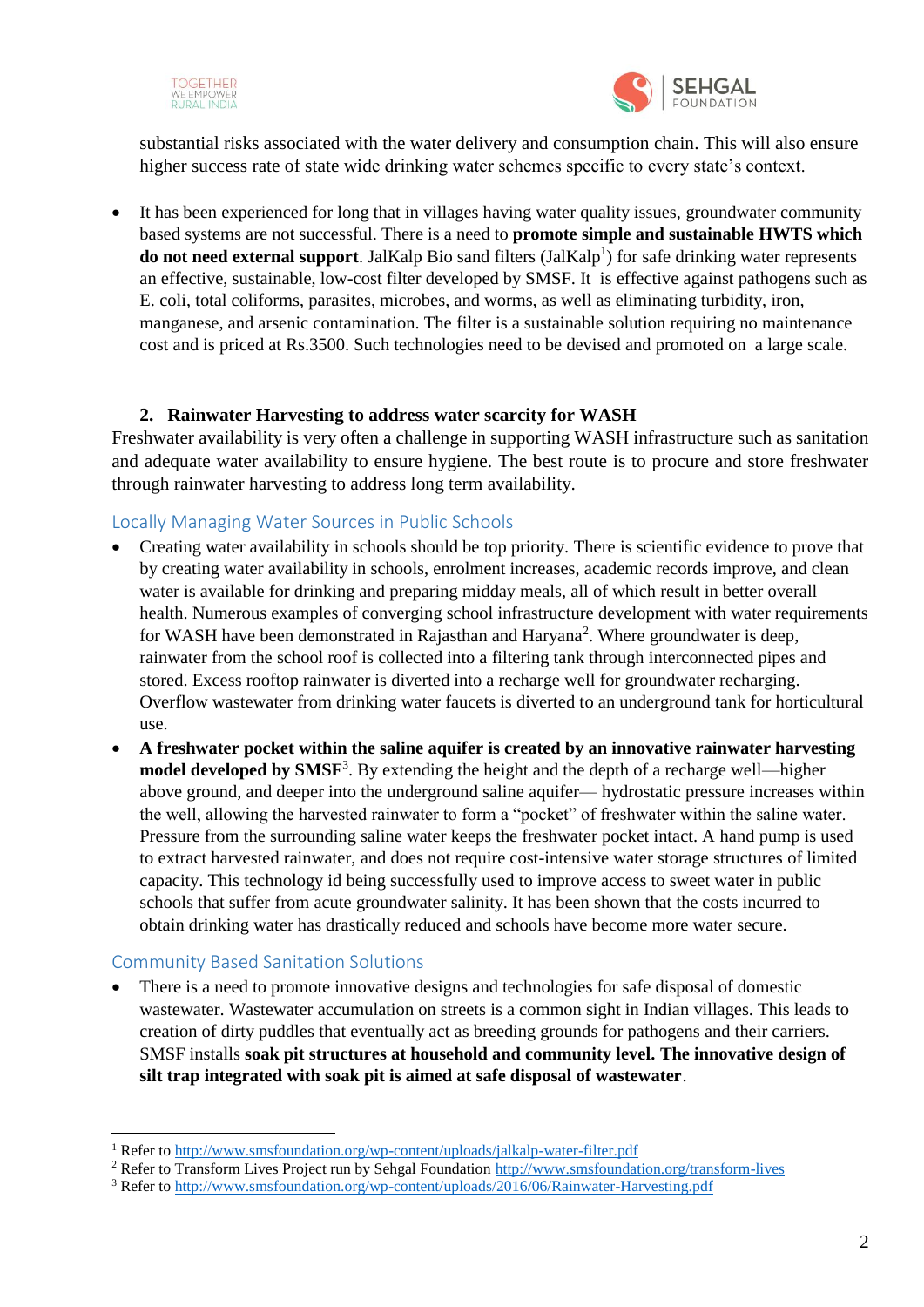substantial risks associated with the water delivery and consumption chain. This will also ensure higher success rate of state wide drinking water schemes specific to every state's context.

- It has been experienced for long that in villages having water quality issues, groundwater community based systems are not successful. There is a need to **promote simple and sustainable HWTS which do not need external support**. JalKalp Bio sand filters (JalKalp[1]) for safe drinking water represents an effective, sustainable, low-cost filter developed by SMSF. It is effective against pathogens such as E. coli, total coliforms, parasites, microbes, and worms, as well as eliminating turbidity, iron, manganese, and arsenic contamination. The filter is a sustainable solution requiring no maintenance cost and is priced at Rs.3500. Such technologies need to be devised and promoted on a large scale.

### 2. Rainwater Harvesting to address water scarcity for WASH

Freshwater availability is very often a challenge in supporting WASH infrastructure such as sanitation and adequate water availability to ensure hygiene. The best route is to procure and store freshwater through rainwater harvesting to address long term availability.

#### Locally Managing Water Sources in Public Schools

- Creating water availability in schools should be top priority. There is scientific evidence to prove that by creating water availability in schools, enrolment increases, academic records improve, and clean water is available for drinking and preparing midday meals, all of which result in better overall health. Numerous examples of converging school infrastructure development with water requirements for WASH have been demonstrated in Rajasthan and Haryana[2]. Where groundwater is deep, rainwater from the school roof is collected into a filtering tank through interconnected pipes and stored. Excess rooftop rainwater is diverted into a recharge well for groundwater recharging. Overflow wastewater from drinking water faucets is diverted to an underground tank for horticultural use.
- **A freshwater pocket within the saline aquifer is created by an innovative rainwater harvesting model developed by SMSF**[3]. By extending the height and the depth of a recharge well—higher above ground, and deeper into the underground saline aquifer— hydrostatic pressure increases within the well, allowing the harvested rainwater to form a "pocket" of freshwater within the saline water. Pressure from the surrounding saline water keeps the freshwater pocket intact. A hand pump is used to extract harvested rainwater, and does not require cost-intensive water storage structures of limited capacity. This technology id being successfully used to improve access to sweet water in public schools that suffer from acute groundwater salinity. It has been shown that the costs incurred to obtain drinking water has drastically reduced and schools have become more water secure.

#### Community Based Sanitation Solutions

- There is a need to promote innovative designs and technologies for safe disposal of domestic wastewater. Wastewater accumulation on streets is a common sight in Indian villages. This leads to creation of dirty puddles that eventually act as breeding grounds for pathogens and their carriers. SMSF installs **soak pit structures at household and community level. The innovative design of silt trap integrated with soak pit is aimed at safe disposal of wastewater**.

---

[1] Refer to http://www.smsfoundation.org/wp-content/uploads/jalkalp-water-filter.pdf

[2] Refer to Transform Lives Project run by Sehgal Foundation http://www.smsfoundation.org/transform-lives

[3] Refer to http://www.smsfoundation.org/wp-content/uploads/2016/06/Rainwater-Harvesting.pdf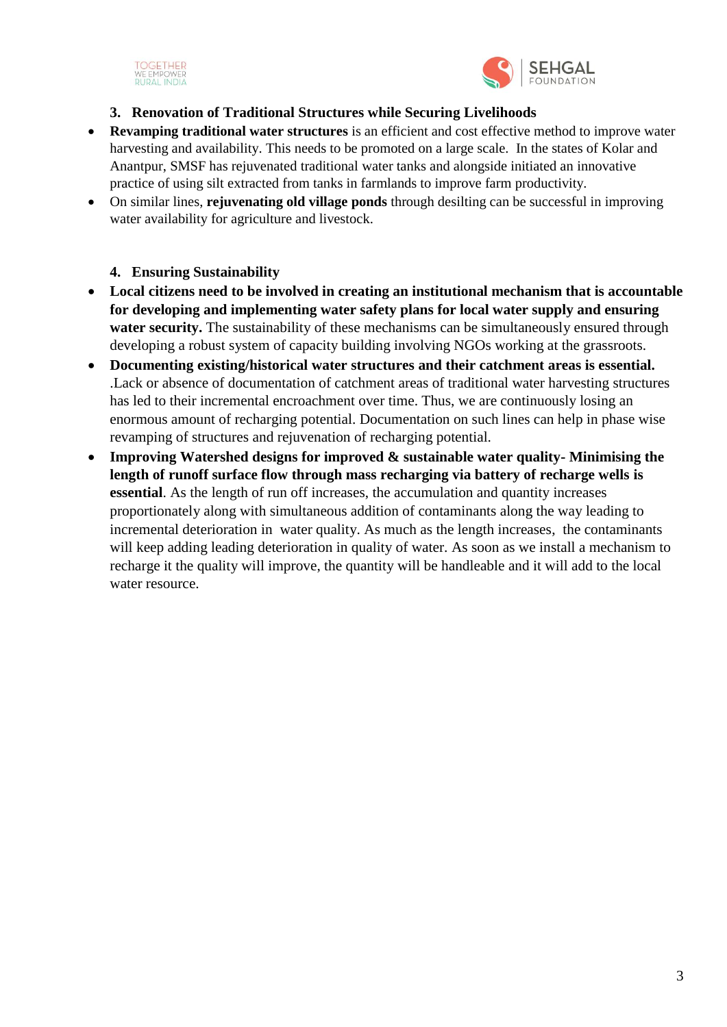### 3. Renovation of Traditional Structures while Securing Livelihoods

- **Revamping traditional water structures** is an efficient and cost effective method to improve water harvesting and availability. This needs to be promoted on a large scale. In the states of Kolar and Anantpur, SMSF has rejuvenated traditional water tanks and alongside initiated an innovative practice of using silt extracted from tanks in farmlands to improve farm productivity.
- On similar lines, **rejuvenating old village ponds** through desilting can be successful in improving water availability for agriculture and livestock.

### 4. Ensuring Sustainability

- **Local citizens need to be involved in creating an institutional mechanism that is accountable for developing and implementing water safety plans for local water supply and ensuring water security.** The sustainability of these mechanisms can be simultaneously ensured through developing a robust system of capacity building involving NGOs working at the grassroots.
- **Documenting existing/historical water structures and their catchment areas is essential.** .Lack or absence of documentation of catchment areas of traditional water harvesting structures has led to their incremental encroachment over time. Thus, we are continuously losing an enormous amount of recharging potential. Documentation on such lines can help in phase wise revamping of structures and rejuvenation of recharging potential.
- **Improving Watershed designs for improved & sustainable water quality- Minimising the length of runoff surface flow through mass recharging via battery of recharge wells is essential**. As the length of run off increases, the accumulation and quantity increases proportionately along with simultaneous addition of contaminants along the way leading to incremental deterioration in water quality. As much as the length increases, the contaminants will keep adding leading deterioration in quality of water. As soon as we install a mechanism to recharge it the quality will improve, the quantity will be handleable and it will add to the local water resource.